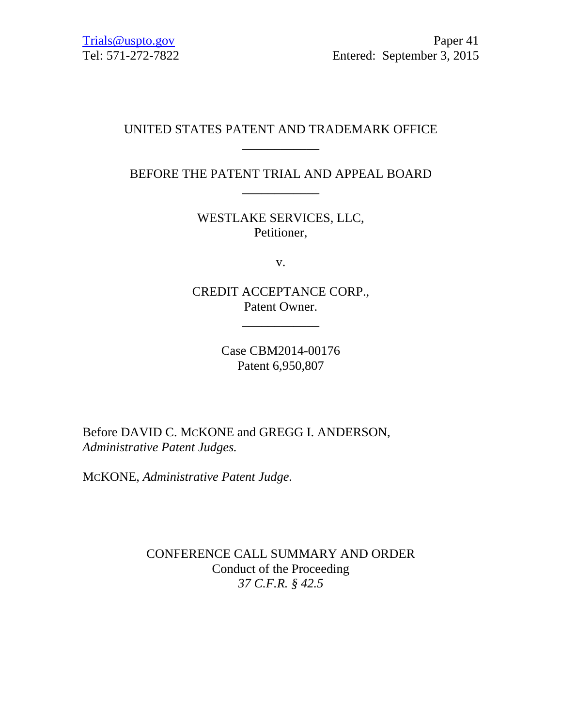Trials@uspto.gov
Tel: 571-272-7822

Paper 41
Entered: September 3, 2015

UNITED STATES PATENT AND TRADEMARK OFFICE

____________

BEFORE THE PATENT TRIAL AND APPEAL BOARD

____________

WESTLAKE SERVICES, LLC,
Petitioner,

v.

CREDIT ACCEPTANCE CORP.,
Patent Owner.

____________

Case CBM2014-00176
Patent 6,950,807

Before DAVID C. MCKONE and GREGG I. ANDERSON, *Administrative Patent Judges.*

MCKONE, *Administrative Patent Judge.*

CONFERENCE CALL SUMMARY AND ORDER
Conduct of the Proceeding
*37 C.F.R. § 42.5*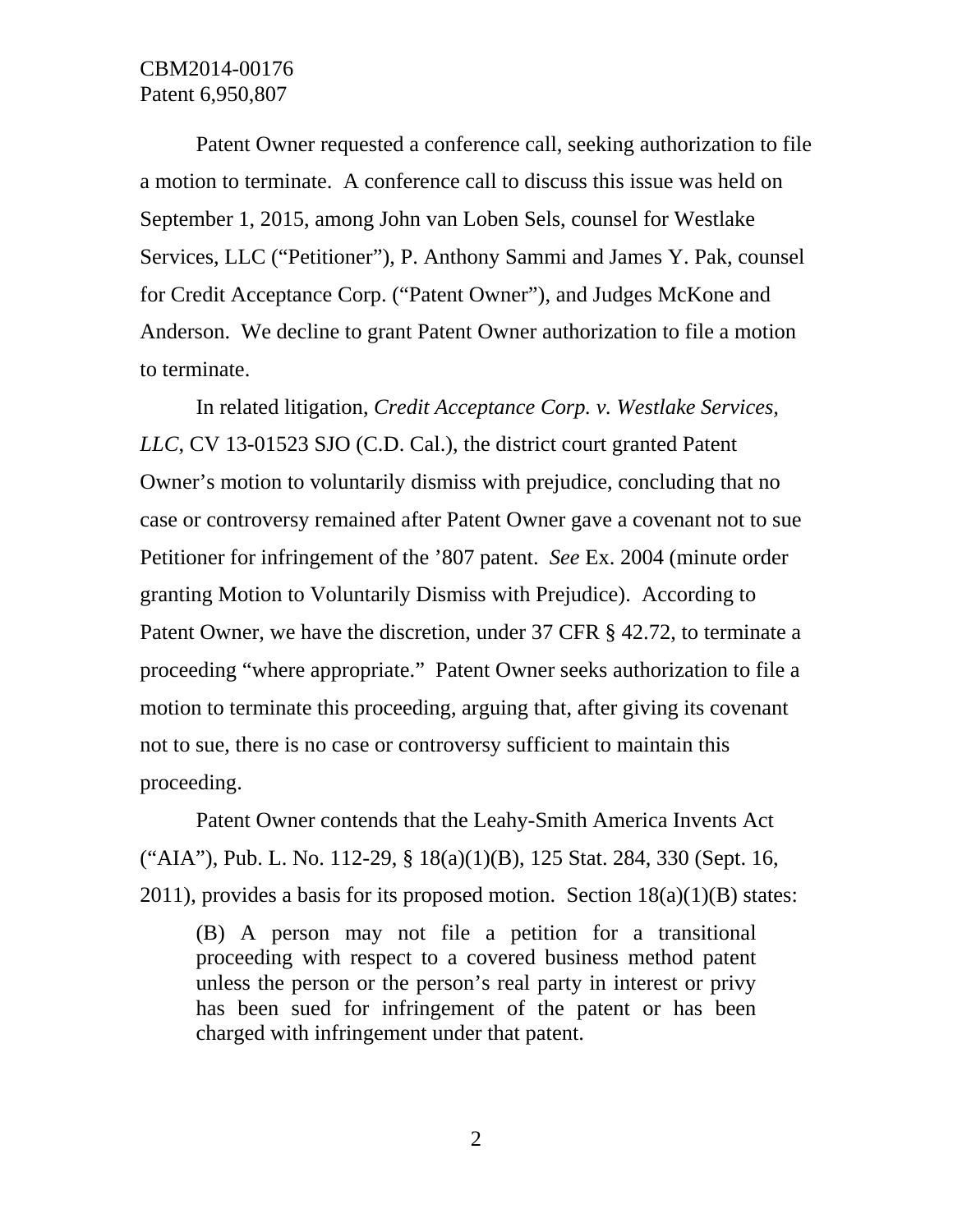Patent Owner requested a conference call, seeking authorization to file a motion to terminate. A conference call to discuss this issue was held on September 1, 2015, among John van Loben Sels, counsel for Westlake Services, LLC ("Petitioner"), P. Anthony Sammi and James Y. Pak, counsel for Credit Acceptance Corp. ("Patent Owner"), and Judges McKone and Anderson. We decline to grant Patent Owner authorization to file a motion to terminate.

In related litigation, *Credit Acceptance Corp. v. Westlake Services, LLC*, CV 13-01523 SJO (C.D. Cal.), the district court granted Patent Owner's motion to voluntarily dismiss with prejudice, concluding that no case or controversy remained after Patent Owner gave a covenant not to sue Petitioner for infringement of the '807 patent. *See* Ex. 2004 (minute order granting Motion to Voluntarily Dismiss with Prejudice). According to Patent Owner, we have the discretion, under 37 CFR § 42.72, to terminate a proceeding "where appropriate." Patent Owner seeks authorization to file a motion to terminate this proceeding, arguing that, after giving its covenant not to sue, there is no case or controversy sufficient to maintain this proceeding.

Patent Owner contends that the Leahy-Smith America Invents Act ("AIA"), Pub. L. No. 112-29, § 18(a)(1)(B), 125 Stat. 284, 330 (Sept. 16, 2011), provides a basis for its proposed motion. Section 18(a)(1)(B) states:

> (B) A person may not file a petition for a transitional proceeding with respect to a covered business method patent unless the person or the person's real party in interest or privy has been sued for infringement of the patent or has been charged with infringement under that patent.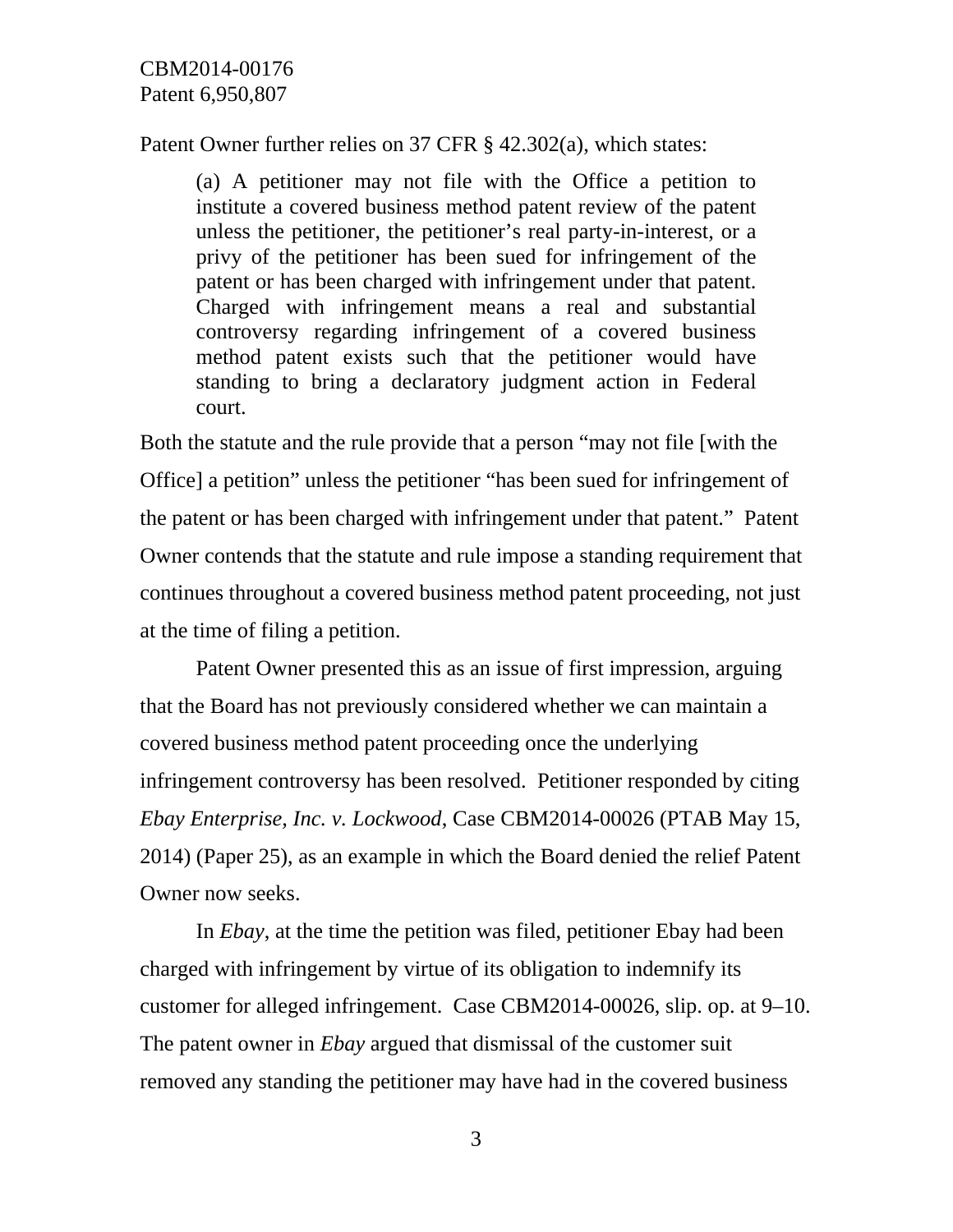Patent Owner further relies on 37 CFR § 42.302(a), which states:

> (a) A petitioner may not file with the Office a petition to institute a covered business method patent review of the patent unless the petitioner, the petitioner's real party-in-interest, or a privy of the petitioner has been sued for infringement of the patent or has been charged with infringement under that patent. Charged with infringement means a real and substantial controversy regarding infringement of a covered business method patent exists such that the petitioner would have standing to bring a declaratory judgment action in Federal court.

Both the statute and the rule provide that a person "may not file [with the Office] a petition" unless the petitioner "has been sued for infringement of the patent or has been charged with infringement under that patent." Patent Owner contends that the statute and rule impose a standing requirement that continues throughout a covered business method patent proceeding, not just at the time of filing a petition.

Patent Owner presented this as an issue of first impression, arguing that the Board has not previously considered whether we can maintain a covered business method patent proceeding once the underlying infringement controversy has been resolved. Petitioner responded by citing *Ebay Enterprise, Inc. v. Lockwood*, Case CBM2014-00026 (PTAB May 15, 2014) (Paper 25), as an example in which the Board denied the relief Patent Owner now seeks.

In *Ebay*, at the time the petition was filed, petitioner Ebay had been charged with infringement by virtue of its obligation to indemnify its customer for alleged infringement. Case CBM2014-00026, slip. op. at 9–10. The patent owner in *Ebay* argued that dismissal of the customer suit removed any standing the petitioner may have had in the covered business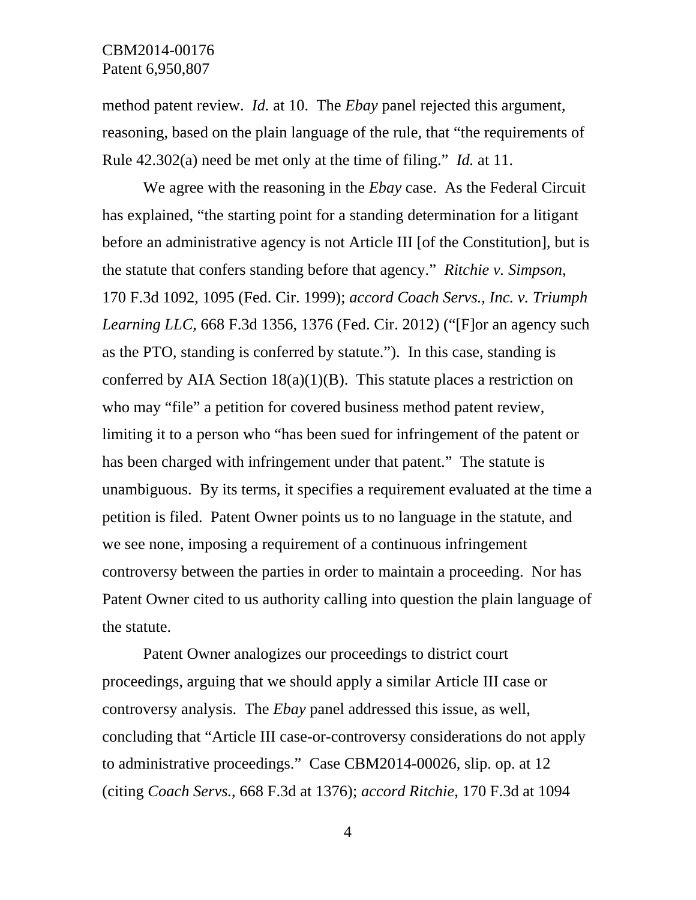method patent review. *Id.* at 10. The *Ebay* panel rejected this argument, reasoning, based on the plain language of the rule, that "the requirements of Rule 42.302(a) need be met only at the time of filing." *Id.* at 11.

We agree with the reasoning in the *Ebay* case. As the Federal Circuit has explained, "the starting point for a standing determination for a litigant before an administrative agency is not Article III [of the Constitution], but is the statute that confers standing before that agency." *Ritchie v. Simpson*, 170 F.3d 1092, 1095 (Fed. Cir. 1999); *accord Coach Servs., Inc. v. Triumph Learning LLC*, 668 F.3d 1356, 1376 (Fed. Cir. 2012) ("[F]or an agency such as the PTO, standing is conferred by statute."). In this case, standing is conferred by AIA Section 18(a)(1)(B). This statute places a restriction on who may "file" a petition for covered business method patent review, limiting it to a person who "has been sued for infringement of the patent or has been charged with infringement under that patent." The statute is unambiguous. By its terms, it specifies a requirement evaluated at the time a petition is filed. Patent Owner points us to no language in the statute, and we see none, imposing a requirement of a continuous infringement controversy between the parties in order to maintain a proceeding. Nor has Patent Owner cited to us authority calling into question the plain language of the statute.

Patent Owner analogizes our proceedings to district court proceedings, arguing that we should apply a similar Article III case or controversy analysis. The *Ebay* panel addressed this issue, as well, concluding that "Article III case-or-controversy considerations do not apply to administrative proceedings." Case CBM2014-00026, slip. op. at 12 (citing *Coach Servs.*, 668 F.3d at 1376); *accord Ritchie*, 170 F.3d at 1094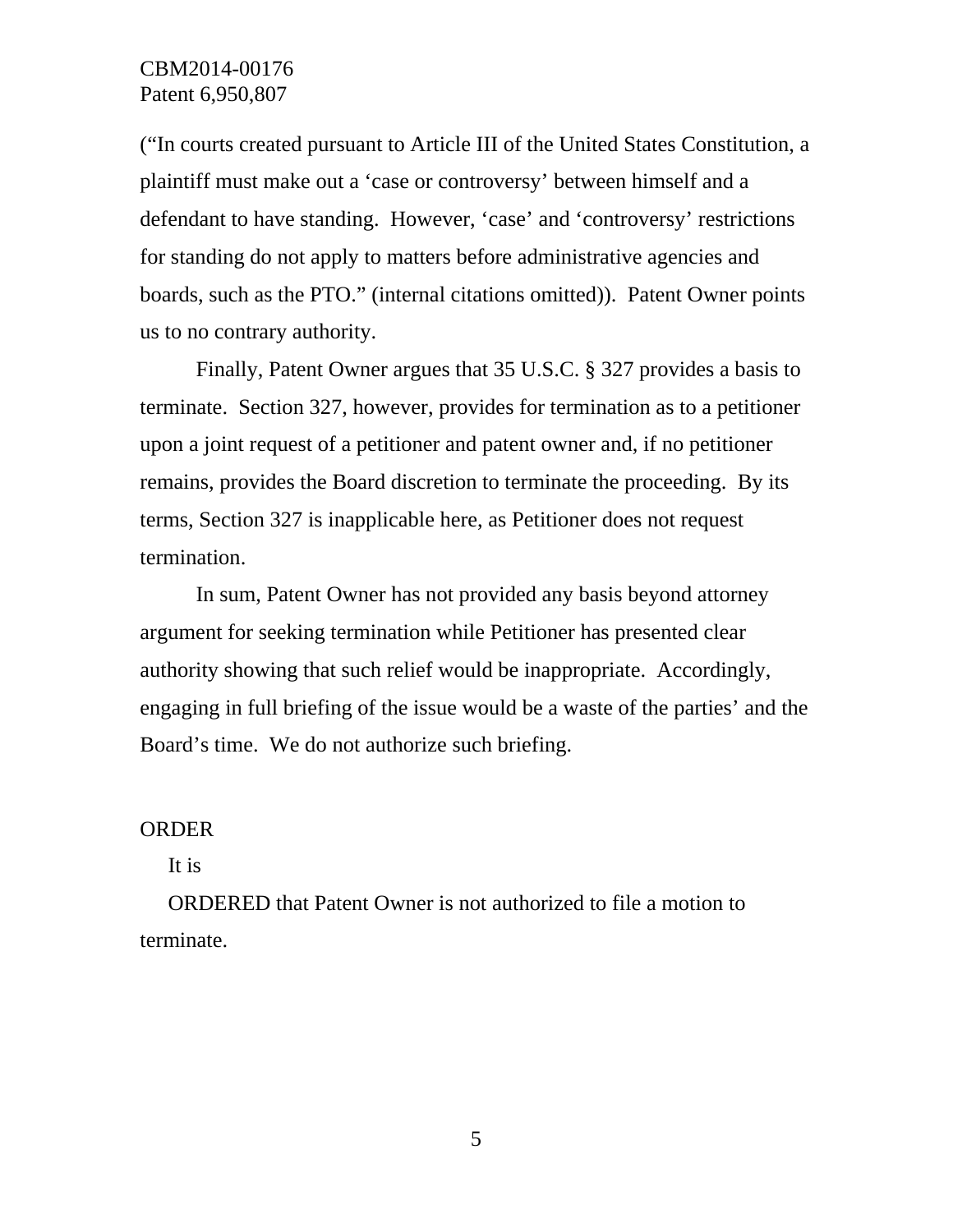("In courts created pursuant to Article III of the United States Constitution, a plaintiff must make out a 'case or controversy' between himself and a defendant to have standing. However, 'case' and 'controversy' restrictions for standing do not apply to matters before administrative agencies and boards, such as the PTO." (internal citations omitted)). Patent Owner points us to no contrary authority.

Finally, Patent Owner argues that 35 U.S.C. § 327 provides a basis to terminate. Section 327, however, provides for termination as to a petitioner upon a joint request of a petitioner and patent owner and, if no petitioner remains, provides the Board discretion to terminate the proceeding. By its terms, Section 327 is inapplicable here, as Petitioner does not request termination.

In sum, Patent Owner has not provided any basis beyond attorney argument for seeking termination while Petitioner has presented clear authority showing that such relief would be inappropriate. Accordingly, engaging in full briefing of the issue would be a waste of the parties' and the Board's time. We do not authorize such briefing.

ORDER

It is

ORDERED that Patent Owner is not authorized to file a motion to terminate.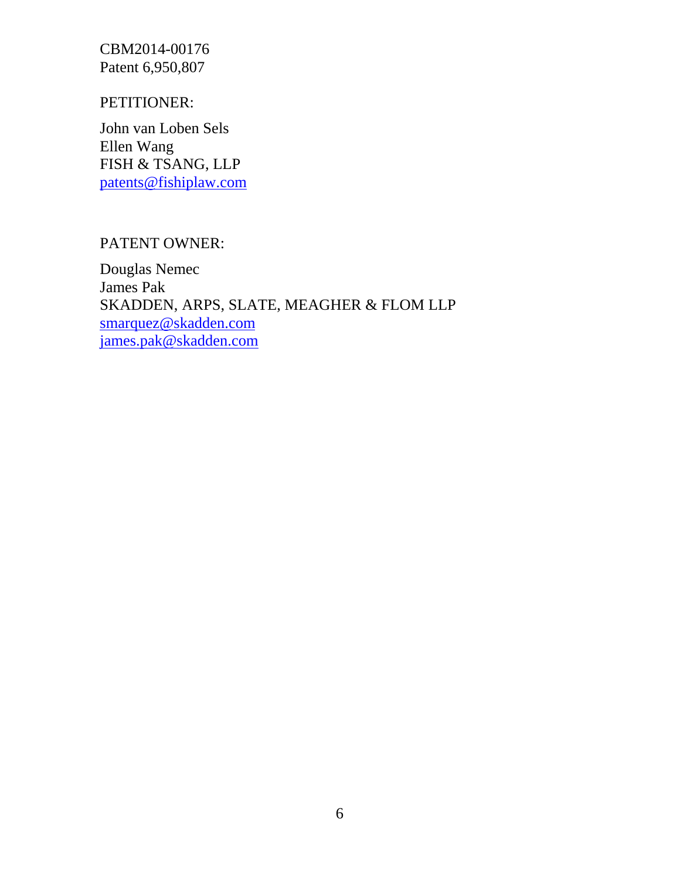CBM2014-00176
Patent 6,950,807

PETITIONER:

John van Loben Sels
Ellen Wang
FISH & TSANG, LLP
patents@fishiplaw.com

PATENT OWNER:

Douglas Nemec
James Pak
SKADDEN, ARPS, SLATE, MEAGHER & FLOM LLP
smarquez@skadden.com
james.pak@skadden.com